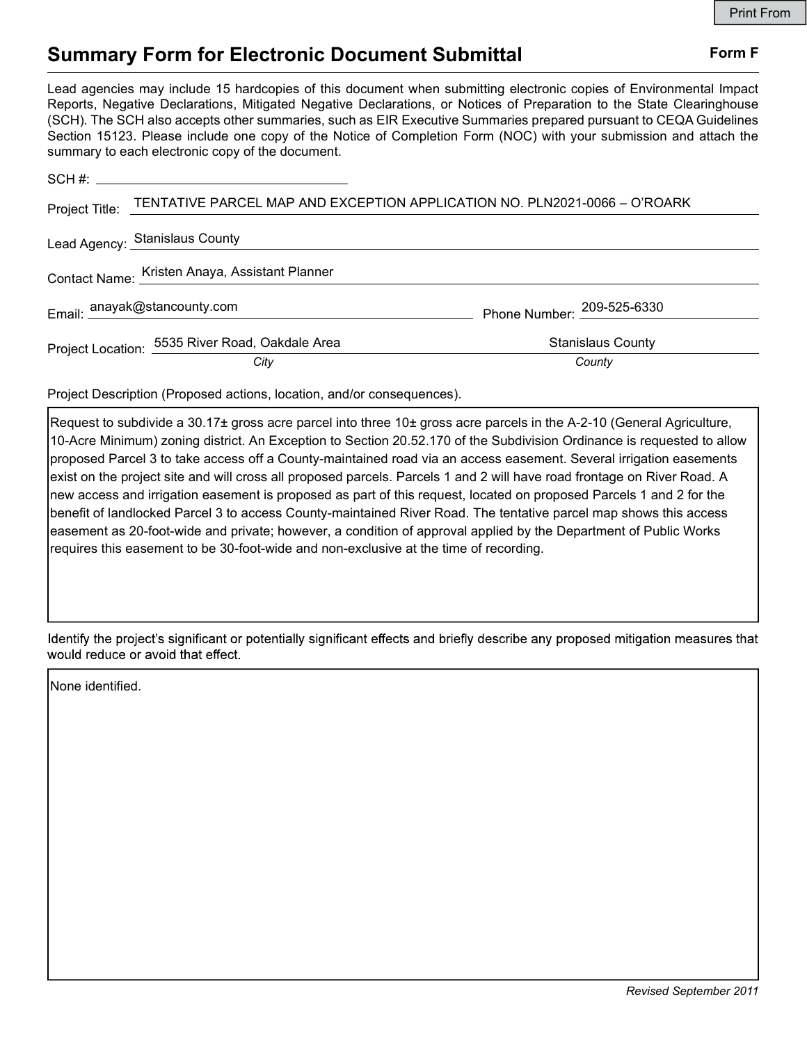# Summary Form for Electronic Document Submittal

**Form F**

Lead agencies may include 15 hardcopies of this document when submitting electronic copies of Environmental Impact Reports, Negative Declarations, Mitigated Negative Declarations, or Notices of Preparation to the State Clearinghouse (SCH). The SCH also accepts other summaries, such as EIR Executive Summaries prepared pursuant to CEQA Guidelines Section 15123. Please include one copy of the Notice of Completion Form (NOC) with your submission and attach the summary to each electronic copy of the document.

SCH #: ______________________

Project Title: TENTATIVE PARCEL MAP AND EXCEPTION APPLICATION NO. PLN2021-0066 – O'ROARK

Lead Agency: Stanislaus County

Contact Name: Kristen Anaya, Assistant Planner

Email: anayak@stancounty.com

Phone Number: 209-525-6330

Project Location: 5535 River Road, Oakdale Area (City) — Stanislaus County (County)

Project Description (Proposed actions, location, and/or consequences).

Request to subdivide a 30.17± gross acre parcel into three 10± gross acre parcels in the A-2-10 (General Agriculture, 10-Acre Minimum) zoning district. An Exception to Section 20.52.170 of the Subdivision Ordinance is requested to allow proposed Parcel 3 to take access off a County-maintained road via an access easement. Several irrigation easements exist on the project site and will cross all proposed parcels. Parcels 1 and 2 will have road frontage on River Road. A new access and irrigation easement is proposed as part of this request, located on proposed Parcels 1 and 2 for the benefit of landlocked Parcel 3 to access County-maintained River Road. The tentative parcel map shows this access easement as 20-foot-wide and private; however, a condition of approval applied by the Department of Public Works requires this easement to be 30-foot-wide and non-exclusive at the time of recording.

Identify the project's significant or potentially significant effects and briefly describe any proposed mitigation measures that would reduce or avoid that effect.

None identified.

*Revised September 2011*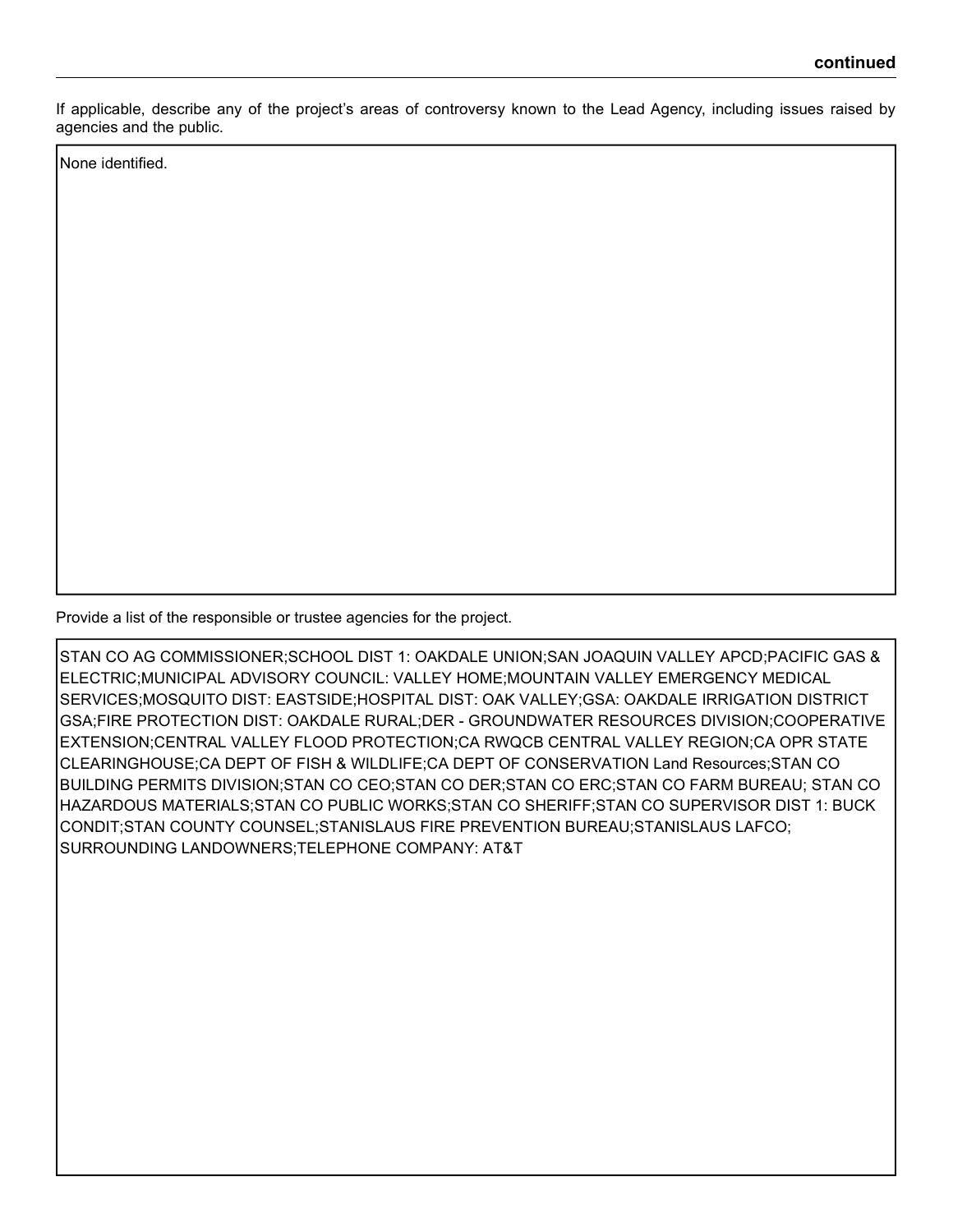If applicable, describe any of the project's areas of controversy known to the Lead Agency, including issues raised by agencies and the public.

None identified.

Provide a list of the responsible or trustee agencies for the project.

STAN CO AG COMMISSIONER;SCHOOL DIST 1: OAKDALE UNION;SAN JOAQUIN VALLEY APCD;PACIFIC GAS & ELECTRIC;MUNICIPAL ADVISORY COUNCIL: VALLEY HOME;MOUNTAIN VALLEY EMERGENCY MEDICAL SERVICES;MOSQUITO DIST: EASTSIDE;HOSPITAL DIST: OAK VALLEY;GSA: OAKDALE IRRIGATION DISTRICT GSA;FIRE PROTECTION DIST: OAKDALE RURAL;DER - GROUNDWATER RESOURCES DIVISION;COOPERATIVE EXTENSION;CENTRAL VALLEY FLOOD PROTECTION;CA RWQCB CENTRAL VALLEY REGION;CA OPR STATE CLEARINGHOUSE;CA DEPT OF FISH & WILDLIFE;CA DEPT OF CONSERVATION Land Resources;STAN CO BUILDING PERMITS DIVISION;STAN CO CEO;STAN CO DER;STAN CO ERC;STAN CO FARM BUREAU; STAN CO HAZARDOUS MATERIALS;STAN CO PUBLIC WORKS;STAN CO SHERIFF;STAN CO SUPERVISOR DIST 1: BUCK CONDIT;STAN COUNTY COUNSEL;STANISLAUS FIRE PREVENTION BUREAU;STANISLAUS LAFCO; SURROUNDING LANDOWNERS;TELEPHONE COMPANY: AT&T